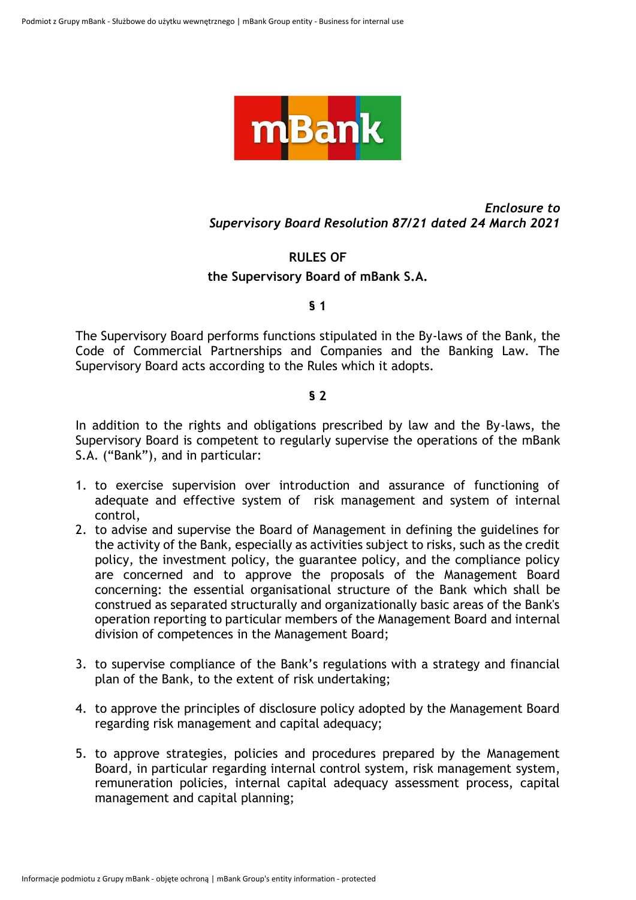*Enclosure to*
*Supervisory Board Resolution 87/21 dated 24 March 2021*

# RULES OF
# the Supervisory Board of mBank S.A.

**§ 1**

The Supervisory Board performs functions stipulated in the By-laws of the Bank, the Code of Commercial Partnerships and Companies and the Banking Law. The Supervisory Board acts according to the Rules which it adopts.

**§ 2**

In addition to the rights and obligations prescribed by law and the By-laws, the Supervisory Board is competent to regularly supervise the operations of the mBank S.A. ("Bank"), and in particular:

1. to exercise supervision over introduction and assurance of functioning of adequate and effective system of risk management and system of internal control,
2. to advise and supervise the Board of Management in defining the guidelines for the activity of the Bank, especially as activities subject to risks, such as the credit policy, the investment policy, the guarantee policy, and the compliance policy are concerned and to approve the proposals of the Management Board concerning: the essential organisational structure of the Bank which shall be construed as separated structurally and organizationally basic areas of the Bank's operation reporting to particular members of the Management Board and internal division of competences in the Management Board;
3. to supervise compliance of the Bank's regulations with a strategy and financial plan of the Bank, to the extent of risk undertaking;
4. to approve the principles of disclosure policy adopted by the Management Board regarding risk management and capital adequacy;
5. to approve strategies, policies and procedures prepared by the Management Board, in particular regarding internal control system, risk management system, remuneration policies, internal capital adequacy assessment process, capital management and capital planning;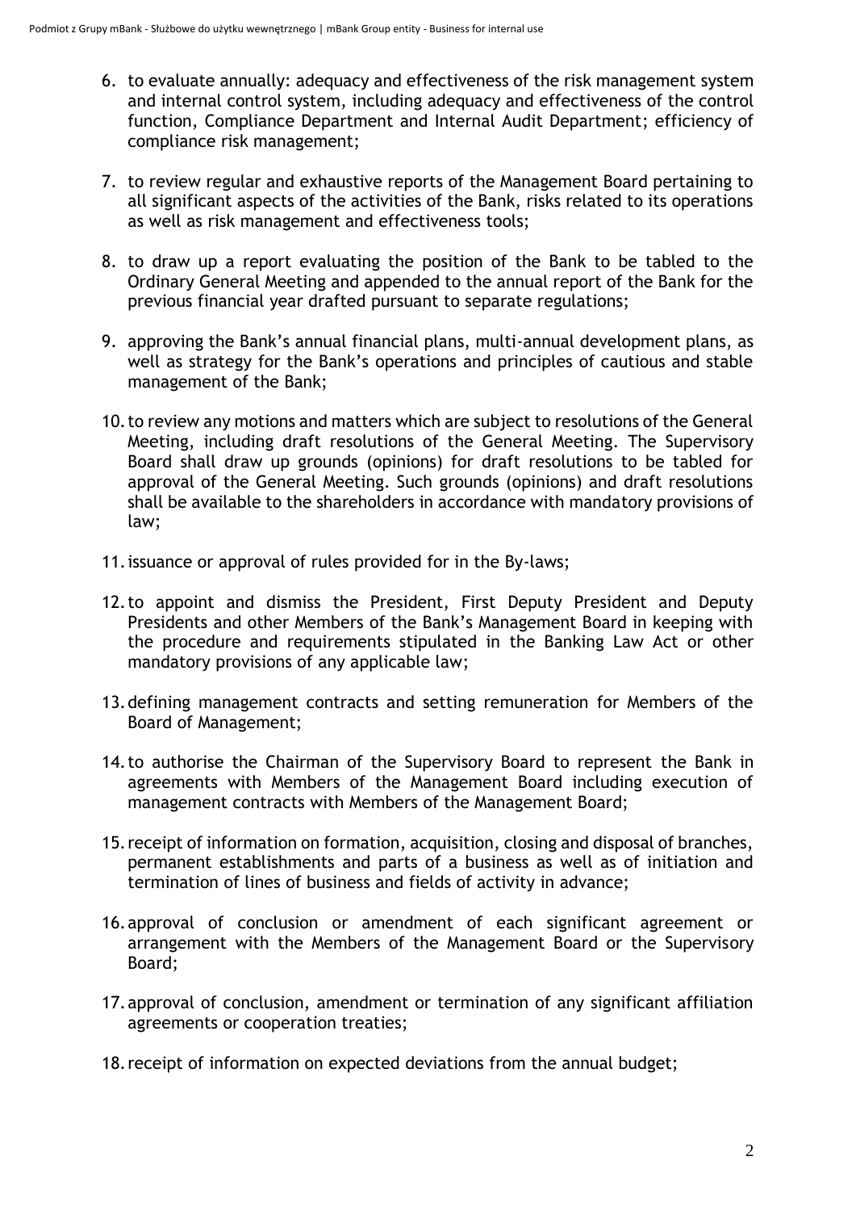6. to evaluate annually: adequacy and effectiveness of the risk management system and internal control system, including adequacy and effectiveness of the control function, Compliance Department and Internal Audit Department; efficiency of compliance risk management;

7. to review regular and exhaustive reports of the Management Board pertaining to all significant aspects of the activities of the Bank, risks related to its operations as well as risk management and effectiveness tools;

8. to draw up a report evaluating the position of the Bank to be tabled to the Ordinary General Meeting and appended to the annual report of the Bank for the previous financial year drafted pursuant to separate regulations;

9. approving the Bank's annual financial plans, multi-annual development plans, as well as strategy for the Bank's operations and principles of cautious and stable management of the Bank;

10. to review any motions and matters which are subject to resolutions of the General Meeting, including draft resolutions of the General Meeting. The Supervisory Board shall draw up grounds (opinions) for draft resolutions to be tabled for approval of the General Meeting. Such grounds (opinions) and draft resolutions shall be available to the shareholders in accordance with mandatory provisions of law;

11. issuance or approval of rules provided for in the By-laws;

12. to appoint and dismiss the President, First Deputy President and Deputy Presidents and other Members of the Bank's Management Board in keeping with the procedure and requirements stipulated in the Banking Law Act or other mandatory provisions of any applicable law;

13. defining management contracts and setting remuneration for Members of the Board of Management;

14. to authorise the Chairman of the Supervisory Board to represent the Bank in agreements with Members of the Management Board including execution of management contracts with Members of the Management Board;

15. receipt of information on formation, acquisition, closing and disposal of branches, permanent establishments and parts of a business as well as of initiation and termination of lines of business and fields of activity in advance;

16. approval of conclusion or amendment of each significant agreement or arrangement with the Members of the Management Board or the Supervisory Board;

17. approval of conclusion, amendment or termination of any significant affiliation agreements or cooperation treaties;

18. receipt of information on expected deviations from the annual budget;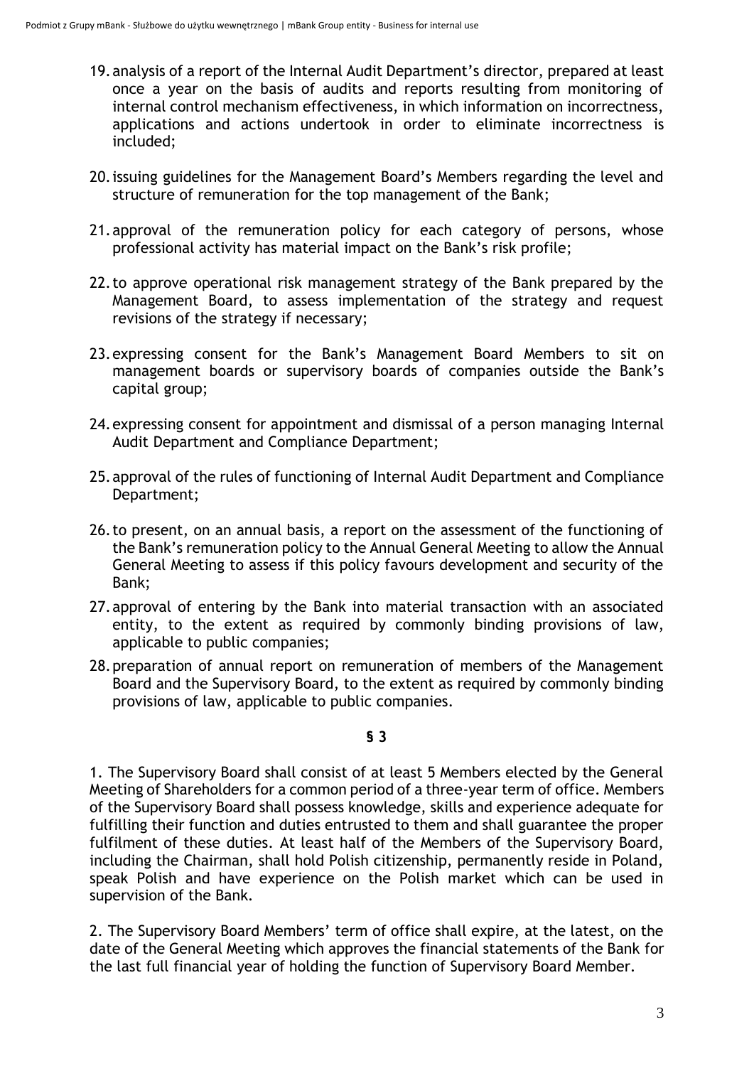19. analysis of a report of the Internal Audit Department's director, prepared at least once a year on the basis of audits and reports resulting from monitoring of internal control mechanism effectiveness, in which information on incorrectness, applications and actions undertook in order to eliminate incorrectness is included;

20. issuing guidelines for the Management Board's Members regarding the level and structure of remuneration for the top management of the Bank;

21. approval of the remuneration policy for each category of persons, whose professional activity has material impact on the Bank's risk profile;

22. to approve operational risk management strategy of the Bank prepared by the Management Board, to assess implementation of the strategy and request revisions of the strategy if necessary;

23. expressing consent for the Bank's Management Board Members to sit on management boards or supervisory boards of companies outside the Bank's capital group;

24. expressing consent for appointment and dismissal of a person managing Internal Audit Department and Compliance Department;

25. approval of the rules of functioning of Internal Audit Department and Compliance Department;

26. to present, on an annual basis, a report on the assessment of the functioning of the Bank's remuneration policy to the Annual General Meeting to allow the Annual General Meeting to assess if this policy favours development and security of the Bank;

27. approval of entering by the Bank into material transaction with an associated entity, to the extent as required by commonly binding provisions of law, applicable to public companies;

28. preparation of annual report on remuneration of members of the Management Board and the Supervisory Board, to the extent as required by commonly binding provisions of law, applicable to public companies.

**§ 3**

1. The Supervisory Board shall consist of at least 5 Members elected by the General Meeting of Shareholders for a common period of a three-year term of office. Members of the Supervisory Board shall possess knowledge, skills and experience adequate for fulfilling their function and duties entrusted to them and shall guarantee the proper fulfilment of these duties. At least half of the Members of the Supervisory Board, including the Chairman, shall hold Polish citizenship, permanently reside in Poland, speak Polish and have experience on the Polish market which can be used in supervision of the Bank.

2. The Supervisory Board Members' term of office shall expire, at the latest, on the date of the General Meeting which approves the financial statements of the Bank for the last full financial year of holding the function of Supervisory Board Member.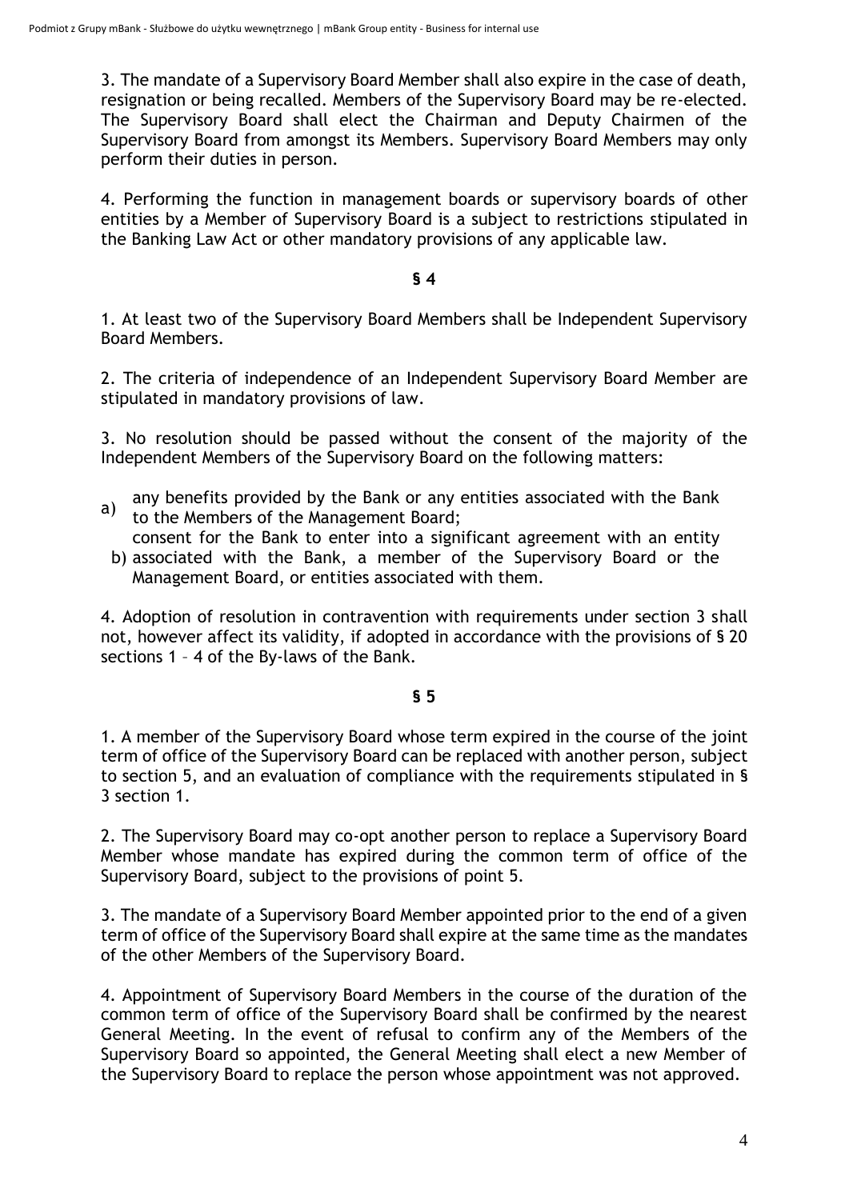3. The mandate of a Supervisory Board Member shall also expire in the case of death, resignation or being recalled. Members of the Supervisory Board may be re-elected. The Supervisory Board shall elect the Chairman and Deputy Chairmen of the Supervisory Board from amongst its Members. Supervisory Board Members may only perform their duties in person.

4. Performing the function in management boards or supervisory boards of other entities by a Member of Supervisory Board is a subject to restrictions stipulated in the Banking Law Act or other mandatory provisions of any applicable law.

**§ 4**

1. At least two of the Supervisory Board Members shall be Independent Supervisory Board Members.

2. The criteria of independence of an Independent Supervisory Board Member are stipulated in mandatory provisions of law.

3. No resolution should be passed without the consent of the majority of the Independent Members of the Supervisory Board on the following matters:

a) any benefits provided by the Bank or any entities associated with the Bank to the Members of the Management Board;
b) consent for the Bank to enter into a significant agreement with an entity associated with the Bank, a member of the Supervisory Board or the Management Board, or entities associated with them.

4. Adoption of resolution in contravention with requirements under section 3 shall not, however affect its validity, if adopted in accordance with the provisions of § 20 sections 1 – 4 of the By-laws of the Bank.

**§ 5**

1. A member of the Supervisory Board whose term expired in the course of the joint term of office of the Supervisory Board can be replaced with another person, subject to section 5, and an evaluation of compliance with the requirements stipulated in § 3 section 1.

2. The Supervisory Board may co-opt another person to replace a Supervisory Board Member whose mandate has expired during the common term of office of the Supervisory Board, subject to the provisions of point 5.

3. The mandate of a Supervisory Board Member appointed prior to the end of a given term of office of the Supervisory Board shall expire at the same time as the mandates of the other Members of the Supervisory Board.

4. Appointment of Supervisory Board Members in the course of the duration of the common term of office of the Supervisory Board shall be confirmed by the nearest General Meeting. In the event of refusal to confirm any of the Members of the Supervisory Board so appointed, the General Meeting shall elect a new Member of the Supervisory Board to replace the person whose appointment was not approved.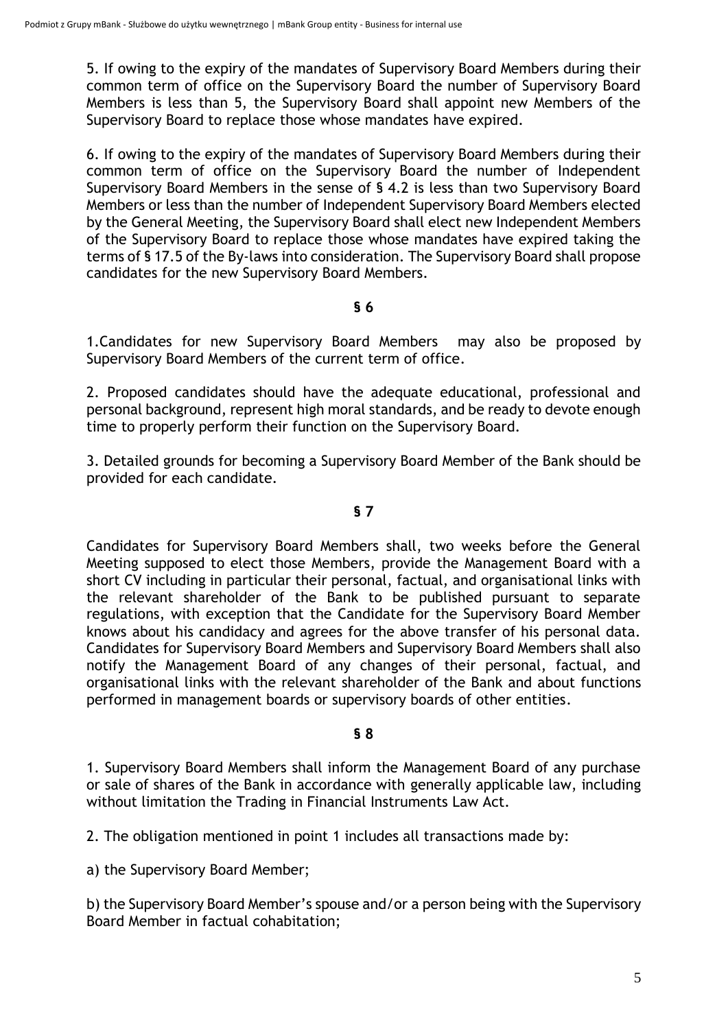5. If owing to the expiry of the mandates of Supervisory Board Members during their common term of office on the Supervisory Board the number of Supervisory Board Members is less than 5, the Supervisory Board shall appoint new Members of the Supervisory Board to replace those whose mandates have expired.

6. If owing to the expiry of the mandates of Supervisory Board Members during their common term of office on the Supervisory Board the number of Independent Supervisory Board Members in the sense of § 4.2 is less than two Supervisory Board Members or less than the number of Independent Supervisory Board Members elected by the General Meeting, the Supervisory Board shall elect new Independent Members of the Supervisory Board to replace those whose mandates have expired taking the terms of § 17.5 of the By-laws into consideration. The Supervisory Board shall propose candidates for the new Supervisory Board Members.

**§ 6**

1.Candidates for new Supervisory Board Members may also be proposed by Supervisory Board Members of the current term of office.

2. Proposed candidates should have the adequate educational, professional and personal background, represent high moral standards, and be ready to devote enough time to properly perform their function on the Supervisory Board.

3. Detailed grounds for becoming a Supervisory Board Member of the Bank should be provided for each candidate.

**§ 7**

Candidates for Supervisory Board Members shall, two weeks before the General Meeting supposed to elect those Members, provide the Management Board with a short CV including in particular their personal, factual, and organisational links with the relevant shareholder of the Bank to be published pursuant to separate regulations, with exception that the Candidate for the Supervisory Board Member knows about his candidacy and agrees for the above transfer of his personal data. Candidates for Supervisory Board Members and Supervisory Board Members shall also notify the Management Board of any changes of their personal, factual, and organisational links with the relevant shareholder of the Bank and about functions performed in management boards or supervisory boards of other entities.

**§ 8**

1. Supervisory Board Members shall inform the Management Board of any purchase or sale of shares of the Bank in accordance with generally applicable law, including without limitation the Trading in Financial Instruments Law Act.

2. The obligation mentioned in point 1 includes all transactions made by:

a) the Supervisory Board Member;

b) the Supervisory Board Member's spouse and/or a person being with the Supervisory Board Member in factual cohabitation;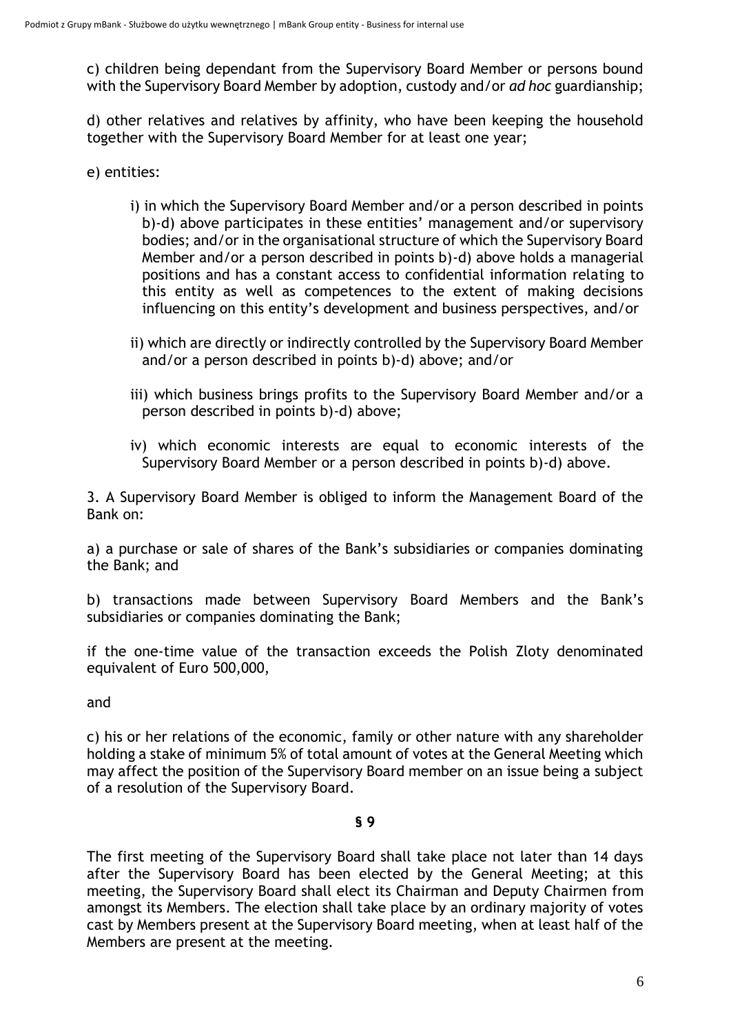c) children being dependant from the Supervisory Board Member or persons bound with the Supervisory Board Member by adoption, custody and/or *ad hoc* guardianship;

d) other relatives and relatives by affinity, who have been keeping the household together with the Supervisory Board Member for at least one year;

e) entities:

i) in which the Supervisory Board Member and/or a person described in points b)-d) above participates in these entities' management and/or supervisory bodies; and/or in the organisational structure of which the Supervisory Board Member and/or a person described in points b)-d) above holds a managerial positions and has a constant access to confidential information relating to this entity as well as competences to the extent of making decisions influencing on this entity's development and business perspectives, and/or

ii) which are directly or indirectly controlled by the Supervisory Board Member and/or a person described in points b)-d) above; and/or

iii) which business brings profits to the Supervisory Board Member and/or a person described in points b)-d) above;

iv) which economic interests are equal to economic interests of the Supervisory Board Member or a person described in points b)-d) above.

3. A Supervisory Board Member is obliged to inform the Management Board of the Bank on:

a) a purchase or sale of shares of the Bank's subsidiaries or companies dominating the Bank; and

b) transactions made between Supervisory Board Members and the Bank's subsidiaries or companies dominating the Bank;

if the one-time value of the transaction exceeds the Polish Zloty denominated equivalent of Euro 500,000,

and

c) his or her relations of the economic, family or other nature with any shareholder holding a stake of minimum 5% of total amount of votes at the General Meeting which may affect the position of the Supervisory Board member on an issue being a subject of a resolution of the Supervisory Board.

**§ 9**

The first meeting of the Supervisory Board shall take place not later than 14 days after the Supervisory Board has been elected by the General Meeting; at this meeting, the Supervisory Board shall elect its Chairman and Deputy Chairmen from amongst its Members. The election shall take place by an ordinary majority of votes cast by Members present at the Supervisory Board meeting, when at least half of the Members are present at the meeting.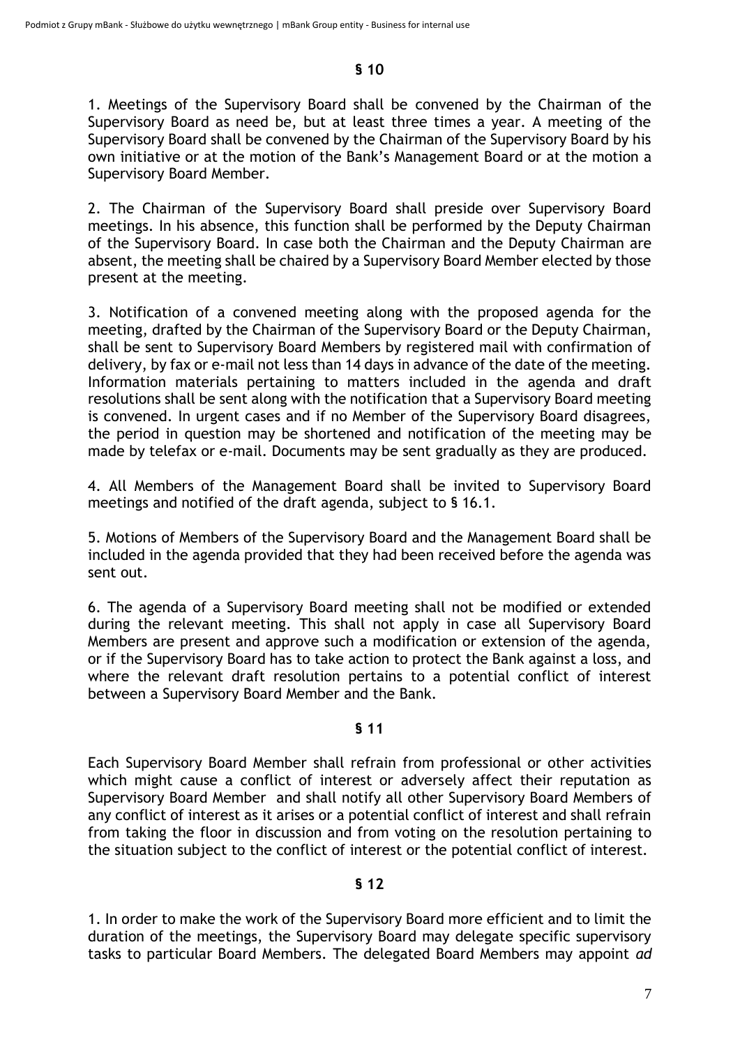**§ 10**

1. Meetings of the Supervisory Board shall be convened by the Chairman of the Supervisory Board as need be, but at least three times a year. A meeting of the Supervisory Board shall be convened by the Chairman of the Supervisory Board by his own initiative or at the motion of the Bank's Management Board or at the motion a Supervisory Board Member.

2. The Chairman of the Supervisory Board shall preside over Supervisory Board meetings. In his absence, this function shall be performed by the Deputy Chairman of the Supervisory Board. In case both the Chairman and the Deputy Chairman are absent, the meeting shall be chaired by a Supervisory Board Member elected by those present at the meeting.

3. Notification of a convened meeting along with the proposed agenda for the meeting, drafted by the Chairman of the Supervisory Board or the Deputy Chairman, shall be sent to Supervisory Board Members by registered mail with confirmation of delivery, by fax or e-mail not less than 14 days in advance of the date of the meeting. Information materials pertaining to matters included in the agenda and draft resolutions shall be sent along with the notification that a Supervisory Board meeting is convened. In urgent cases and if no Member of the Supervisory Board disagrees, the period in question may be shortened and notification of the meeting may be made by telefax or e-mail. Documents may be sent gradually as they are produced.

4. All Members of the Management Board shall be invited to Supervisory Board meetings and notified of the draft agenda, subject to § 16.1.

5. Motions of Members of the Supervisory Board and the Management Board shall be included in the agenda provided that they had been received before the agenda was sent out.

6. The agenda of a Supervisory Board meeting shall not be modified or extended during the relevant meeting. This shall not apply in case all Supervisory Board Members are present and approve such a modification or extension of the agenda, or if the Supervisory Board has to take action to protect the Bank against a loss, and where the relevant draft resolution pertains to a potential conflict of interest between a Supervisory Board Member and the Bank.

**§ 11**

Each Supervisory Board Member shall refrain from professional or other activities which might cause a conflict of interest or adversely affect their reputation as Supervisory Board Member and shall notify all other Supervisory Board Members of any conflict of interest as it arises or a potential conflict of interest and shall refrain from taking the floor in discussion and from voting on the resolution pertaining to the situation subject to the conflict of interest or the potential conflict of interest.

**§ 12**

1. In order to make the work of the Supervisory Board more efficient and to limit the duration of the meetings, the Supervisory Board may delegate specific supervisory tasks to particular Board Members. The delegated Board Members may appoint *ad*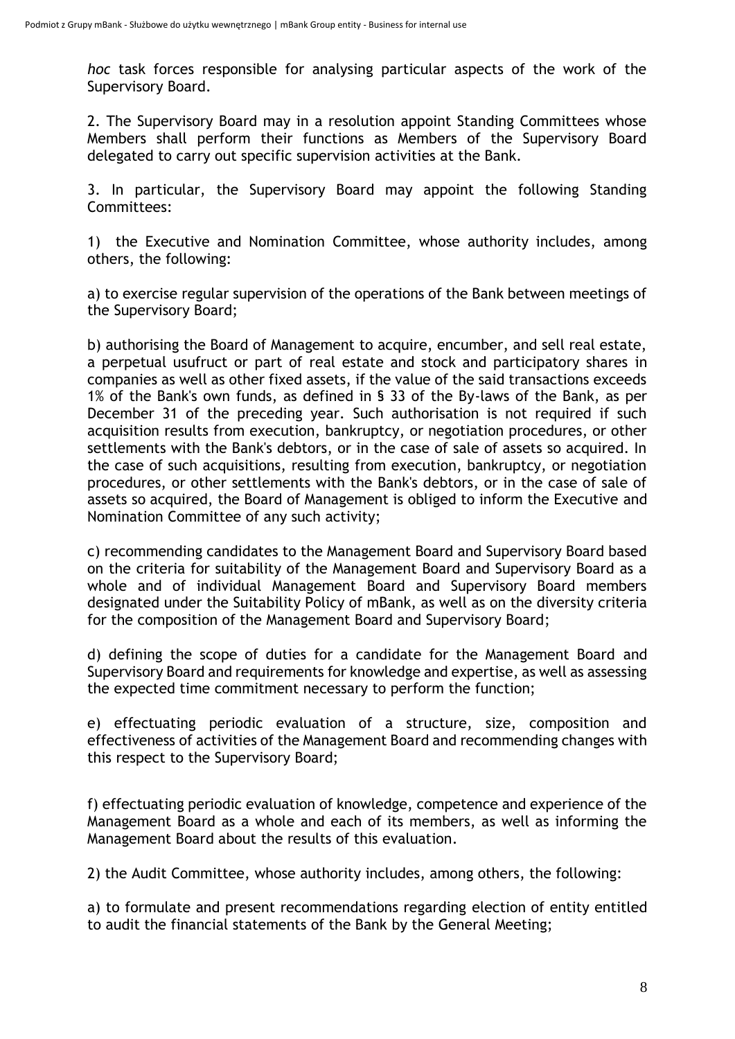*hoc* task forces responsible for analysing particular aspects of the work of the Supervisory Board.

2. The Supervisory Board may in a resolution appoint Standing Committees whose Members shall perform their functions as Members of the Supervisory Board delegated to carry out specific supervision activities at the Bank.

3. In particular, the Supervisory Board may appoint the following Standing Committees:

1) the Executive and Nomination Committee, whose authority includes, among others, the following:

a) to exercise regular supervision of the operations of the Bank between meetings of the Supervisory Board;

b) authorising the Board of Management to acquire, encumber, and sell real estate, a perpetual usufruct or part of real estate and stock and participatory shares in companies as well as other fixed assets, if the value of the said transactions exceeds 1% of the Bank's own funds, as defined in § 33 of the By-laws of the Bank, as per December 31 of the preceding year. Such authorisation is not required if such acquisition results from execution, bankruptcy, or negotiation procedures, or other settlements with the Bank's debtors, or in the case of sale of assets so acquired. In the case of such acquisitions, resulting from execution, bankruptcy, or negotiation procedures, or other settlements with the Bank's debtors, or in the case of sale of assets so acquired, the Board of Management is obliged to inform the Executive and Nomination Committee of any such activity;

c) recommending candidates to the Management Board and Supervisory Board based on the criteria for suitability of the Management Board and Supervisory Board as a whole and of individual Management Board and Supervisory Board members designated under the Suitability Policy of mBank, as well as on the diversity criteria for the composition of the Management Board and Supervisory Board;

d) defining the scope of duties for a candidate for the Management Board and Supervisory Board and requirements for knowledge and expertise, as well as assessing the expected time commitment necessary to perform the function;

e) effectuating periodic evaluation of a structure, size, composition and effectiveness of activities of the Management Board and recommending changes with this respect to the Supervisory Board;

f) effectuating periodic evaluation of knowledge, competence and experience of the Management Board as a whole and each of its members, as well as informing the Management Board about the results of this evaluation.

2) the Audit Committee, whose authority includes, among others, the following:

a) to formulate and present recommendations regarding election of entity entitled to audit the financial statements of the Bank by the General Meeting;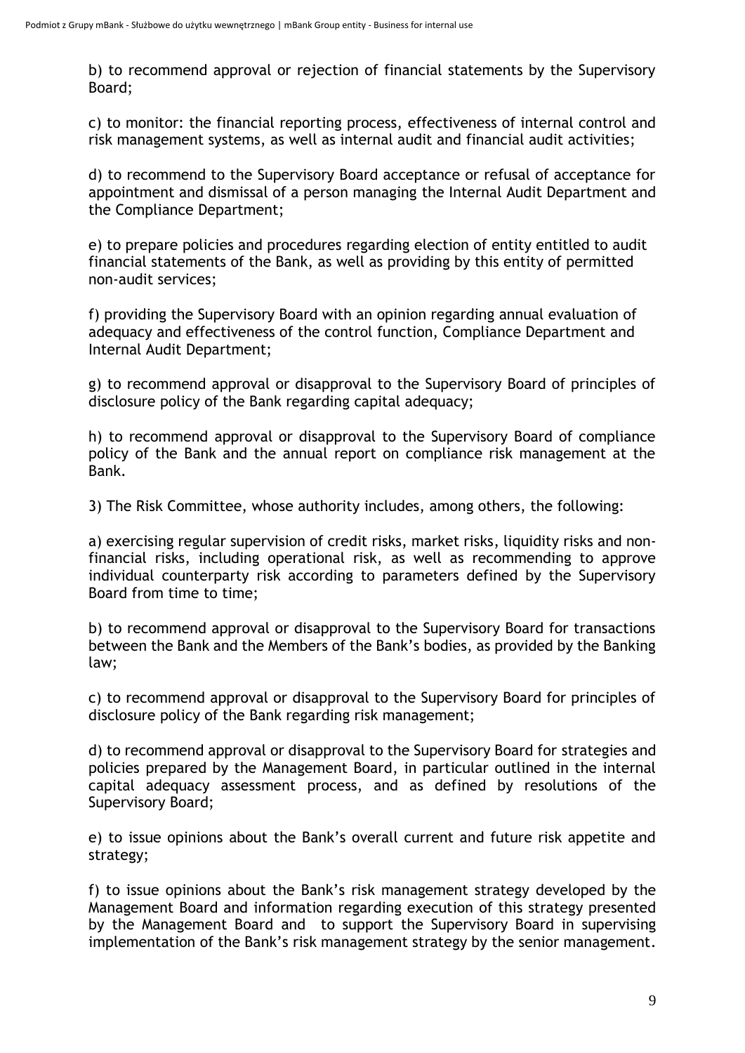b) to recommend approval or rejection of financial statements by the Supervisory Board;

c) to monitor: the financial reporting process, effectiveness of internal control and risk management systems, as well as internal audit and financial audit activities;

d) to recommend to the Supervisory Board acceptance or refusal of acceptance for appointment and dismissal of a person managing the Internal Audit Department and the Compliance Department;

e) to prepare policies and procedures regarding election of entity entitled to audit financial statements of the Bank, as well as providing by this entity of permitted non-audit services;

f) providing the Supervisory Board with an opinion regarding annual evaluation of adequacy and effectiveness of the control function, Compliance Department and Internal Audit Department;

g) to recommend approval or disapproval to the Supervisory Board of principles of disclosure policy of the Bank regarding capital adequacy;

h) to recommend approval or disapproval to the Supervisory Board of compliance policy of the Bank and the annual report on compliance risk management at the Bank.

3) The Risk Committee, whose authority includes, among others, the following:

a) exercising regular supervision of credit risks, market risks, liquidity risks and non-financial risks, including operational risk, as well as recommending to approve individual counterparty risk according to parameters defined by the Supervisory Board from time to time;

b) to recommend approval or disapproval to the Supervisory Board for transactions between the Bank and the Members of the Bank's bodies, as provided by the Banking law;

c) to recommend approval or disapproval to the Supervisory Board for principles of disclosure policy of the Bank regarding risk management;

d) to recommend approval or disapproval to the Supervisory Board for strategies and policies prepared by the Management Board, in particular outlined in the internal capital adequacy assessment process, and as defined by resolutions of the Supervisory Board;

e) to issue opinions about the Bank's overall current and future risk appetite and strategy;

f) to issue opinions about the Bank's risk management strategy developed by the Management Board and information regarding execution of this strategy presented by the Management Board and to support the Supervisory Board in supervising implementation of the Bank's risk management strategy by the senior management.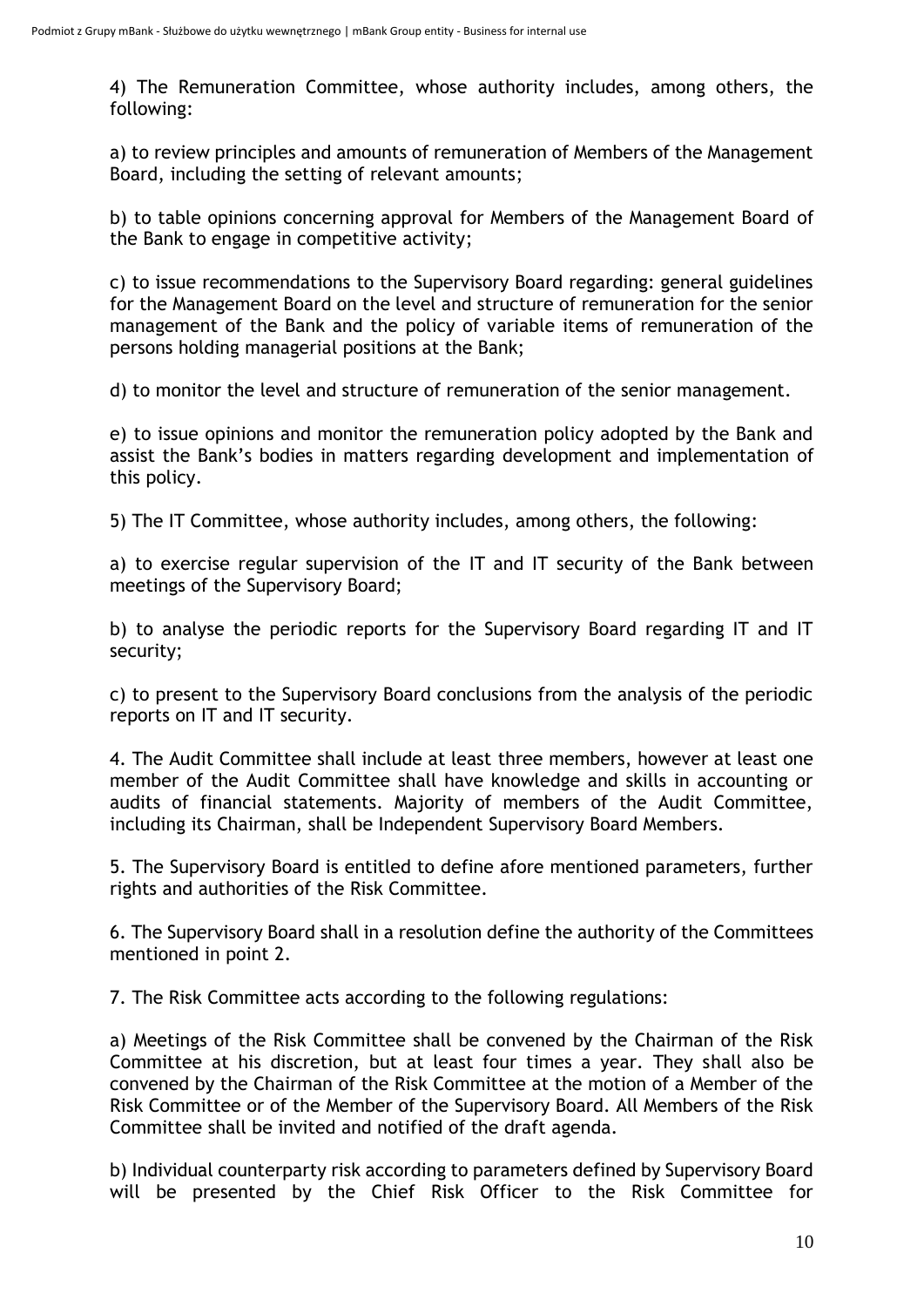4) The Remuneration Committee, whose authority includes, among others, the following:

a) to review principles and amounts of remuneration of Members of the Management Board, including the setting of relevant amounts;

b) to table opinions concerning approval for Members of the Management Board of the Bank to engage in competitive activity;

c) to issue recommendations to the Supervisory Board regarding: general guidelines for the Management Board on the level and structure of remuneration for the senior management of the Bank and the policy of variable items of remuneration of the persons holding managerial positions at the Bank;

d) to monitor the level and structure of remuneration of the senior management.

e) to issue opinions and monitor the remuneration policy adopted by the Bank and assist the Bank's bodies in matters regarding development and implementation of this policy.

5) The IT Committee, whose authority includes, among others, the following:

a) to exercise regular supervision of the IT and IT security of the Bank between meetings of the Supervisory Board;

b) to analyse the periodic reports for the Supervisory Board regarding IT and IT security;

c) to present to the Supervisory Board conclusions from the analysis of the periodic reports on IT and IT security.

4. The Audit Committee shall include at least three members, however at least one member of the Audit Committee shall have knowledge and skills in accounting or audits of financial statements. Majority of members of the Audit Committee, including its Chairman, shall be Independent Supervisory Board Members.

5. The Supervisory Board is entitled to define afore mentioned parameters, further rights and authorities of the Risk Committee.

6. The Supervisory Board shall in a resolution define the authority of the Committees mentioned in point 2.

7. The Risk Committee acts according to the following regulations:

a) Meetings of the Risk Committee shall be convened by the Chairman of the Risk Committee at his discretion, but at least four times a year. They shall also be convened by the Chairman of the Risk Committee at the motion of a Member of the Risk Committee or of the Member of the Supervisory Board. All Members of the Risk Committee shall be invited and notified of the draft agenda.

b) Individual counterparty risk according to parameters defined by Supervisory Board will be presented by the Chief Risk Officer to the Risk Committee for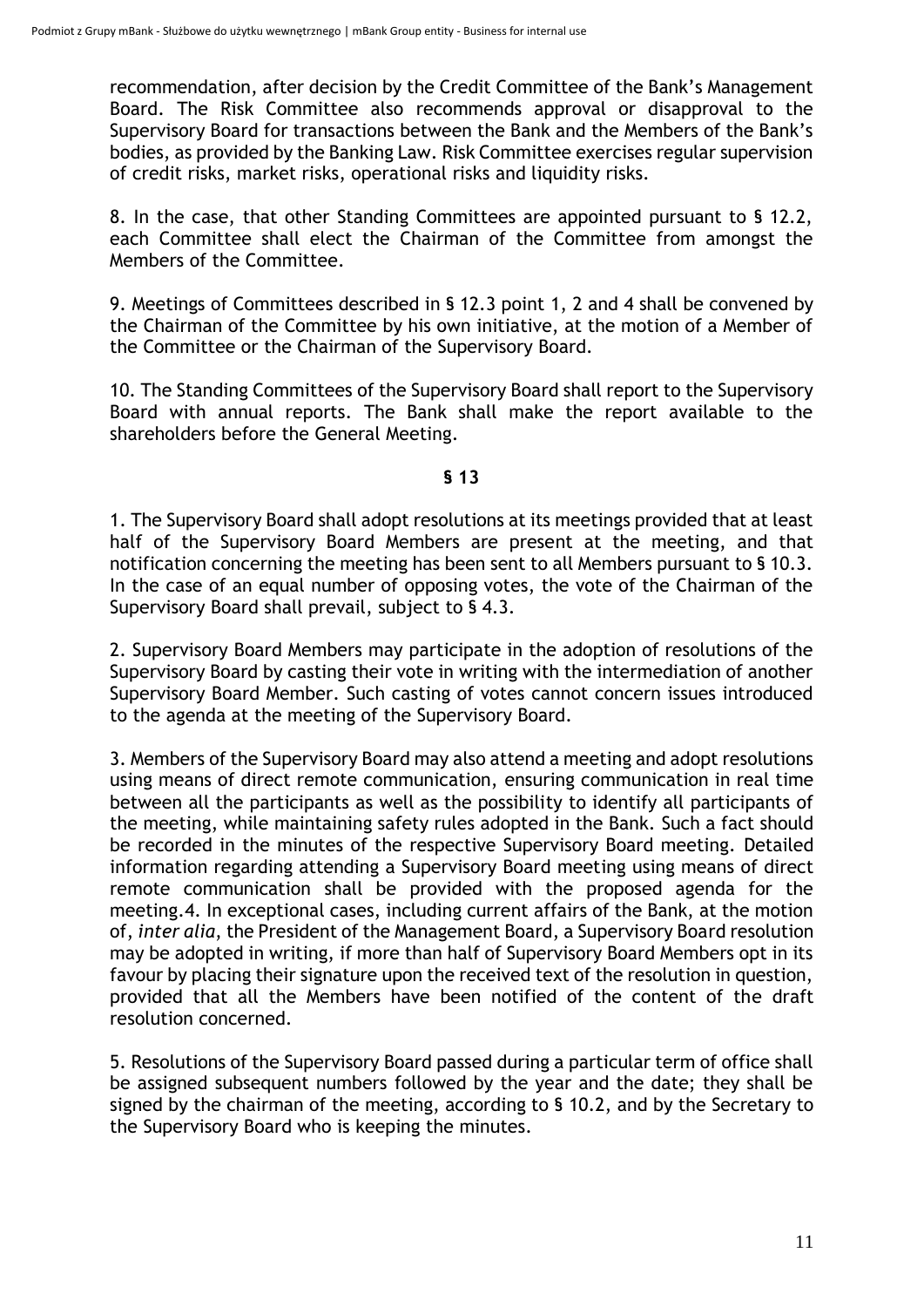recommendation, after decision by the Credit Committee of the Bank's Management Board. The Risk Committee also recommends approval or disapproval to the Supervisory Board for transactions between the Bank and the Members of the Bank's bodies, as provided by the Banking Law. Risk Committee exercises regular supervision of credit risks, market risks, operational risks and liquidity risks.

8. In the case, that other Standing Committees are appointed pursuant to § 12.2, each Committee shall elect the Chairman of the Committee from amongst the Members of the Committee.

9. Meetings of Committees described in § 12.3 point 1, 2 and 4 shall be convened by the Chairman of the Committee by his own initiative, at the motion of a Member of the Committee or the Chairman of the Supervisory Board.

10. The Standing Committees of the Supervisory Board shall report to the Supervisory Board with annual reports. The Bank shall make the report available to the shareholders before the General Meeting.

**§ 13**

1. The Supervisory Board shall adopt resolutions at its meetings provided that at least half of the Supervisory Board Members are present at the meeting, and that notification concerning the meeting has been sent to all Members pursuant to § 10.3. In the case of an equal number of opposing votes, the vote of the Chairman of the Supervisory Board shall prevail, subject to § 4.3.

2. Supervisory Board Members may participate in the adoption of resolutions of the Supervisory Board by casting their vote in writing with the intermediation of another Supervisory Board Member. Such casting of votes cannot concern issues introduced to the agenda at the meeting of the Supervisory Board.

3. Members of the Supervisory Board may also attend a meeting and adopt resolutions using means of direct remote communication, ensuring communication in real time between all the participants as well as the possibility to identify all participants of the meeting, while maintaining safety rules adopted in the Bank. Such a fact should be recorded in the minutes of the respective Supervisory Board meeting. Detailed information regarding attending a Supervisory Board meeting using means of direct remote communication shall be provided with the proposed agenda for the meeting.4. In exceptional cases, including current affairs of the Bank, at the motion of, *inter alia*, the President of the Management Board, a Supervisory Board resolution may be adopted in writing, if more than half of Supervisory Board Members opt in its favour by placing their signature upon the received text of the resolution in question, provided that all the Members have been notified of the content of the draft resolution concerned.

5. Resolutions of the Supervisory Board passed during a particular term of office shall be assigned subsequent numbers followed by the year and the date; they shall be signed by the chairman of the meeting, according to § 10.2, and by the Secretary to the Supervisory Board who is keeping the minutes.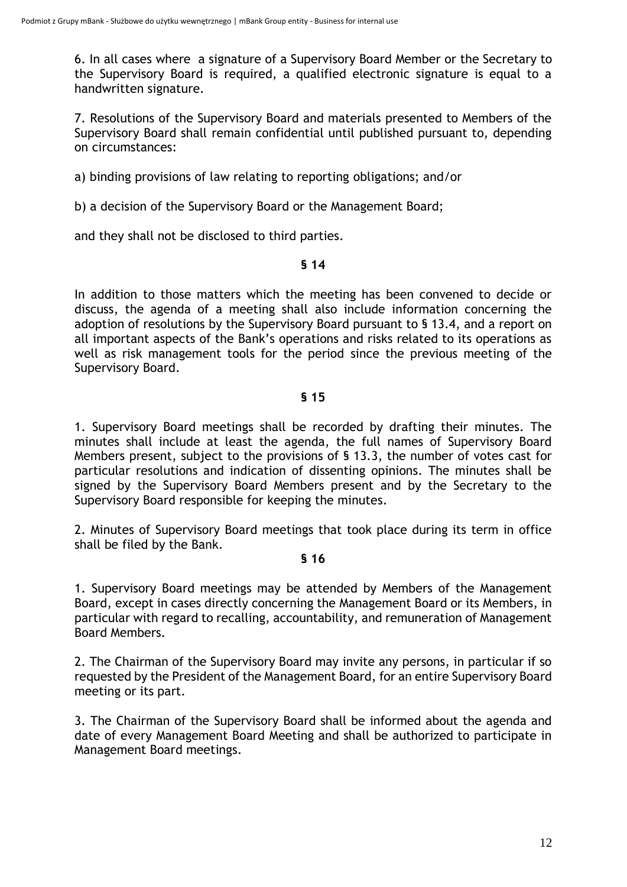6. In all cases where a signature of a Supervisory Board Member or the Secretary to the Supervisory Board is required, a qualified electronic signature is equal to a handwritten signature.

7. Resolutions of the Supervisory Board and materials presented to Members of the Supervisory Board shall remain confidential until published pursuant to, depending on circumstances:

a) binding provisions of law relating to reporting obligations; and/or

b) a decision of the Supervisory Board or the Management Board;

and they shall not be disclosed to third parties.

**§ 14**

In addition to those matters which the meeting has been convened to decide or discuss, the agenda of a meeting shall also include information concerning the adoption of resolutions by the Supervisory Board pursuant to § 13.4, and a report on all important aspects of the Bank's operations and risks related to its operations as well as risk management tools for the period since the previous meeting of the Supervisory Board.

**§ 15**

1. Supervisory Board meetings shall be recorded by drafting their minutes. The minutes shall include at least the agenda, the full names of Supervisory Board Members present, subject to the provisions of § 13.3, the number of votes cast for particular resolutions and indication of dissenting opinions. The minutes shall be signed by the Supervisory Board Members present and by the Secretary to the Supervisory Board responsible for keeping the minutes.

2. Minutes of Supervisory Board meetings that took place during its term in office shall be filed by the Bank.

**§ 16**

1. Supervisory Board meetings may be attended by Members of the Management Board, except in cases directly concerning the Management Board or its Members, in particular with regard to recalling, accountability, and remuneration of Management Board Members.

2. The Chairman of the Supervisory Board may invite any persons, in particular if so requested by the President of the Management Board, for an entire Supervisory Board meeting or its part.

3. The Chairman of the Supervisory Board shall be informed about the agenda and date of every Management Board Meeting and shall be authorized to participate in Management Board meetings.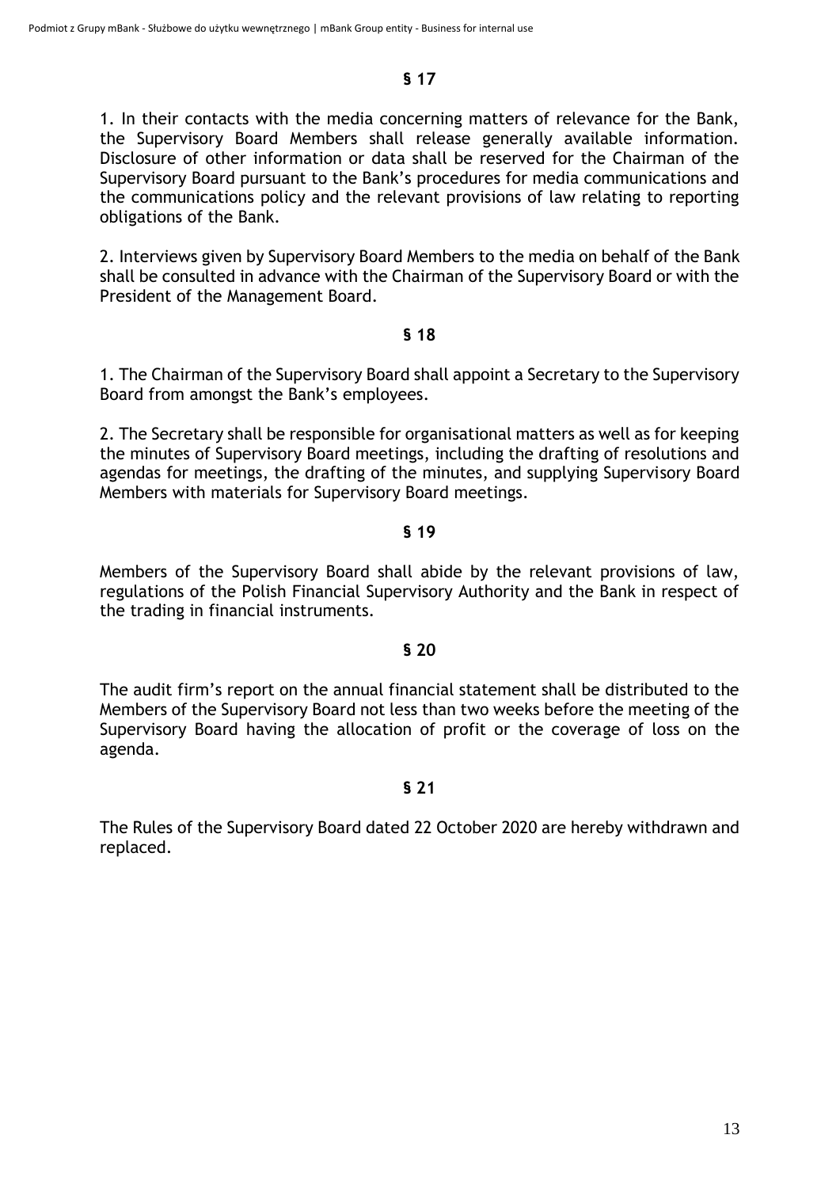## § 17

1. In their contacts with the media concerning matters of relevance for the Bank, the Supervisory Board Members shall release generally available information. Disclosure of other information or data shall be reserved for the Chairman of the Supervisory Board pursuant to the Bank's procedures for media communications and the communications policy and the relevant provisions of law relating to reporting obligations of the Bank.

2. Interviews given by Supervisory Board Members to the media on behalf of the Bank shall be consulted in advance with the Chairman of the Supervisory Board or with the President of the Management Board.

## § 18

1. The Chairman of the Supervisory Board shall appoint a Secretary to the Supervisory Board from amongst the Bank's employees.

2. The Secretary shall be responsible for organisational matters as well as for keeping the minutes of Supervisory Board meetings, including the drafting of resolutions and agendas for meetings, the drafting of the minutes, and supplying Supervisory Board Members with materials for Supervisory Board meetings.

## § 19

Members of the Supervisory Board shall abide by the relevant provisions of law, regulations of the Polish Financial Supervisory Authority and the Bank in respect of the trading in financial instruments.

## § 20

The audit firm's report on the annual financial statement shall be distributed to the Members of the Supervisory Board not less than two weeks before the meeting of the Supervisory Board having the allocation of profit or the coverage of loss on the agenda.

## § 21

The Rules of the Supervisory Board dated 22 October 2020 are hereby withdrawn and replaced.